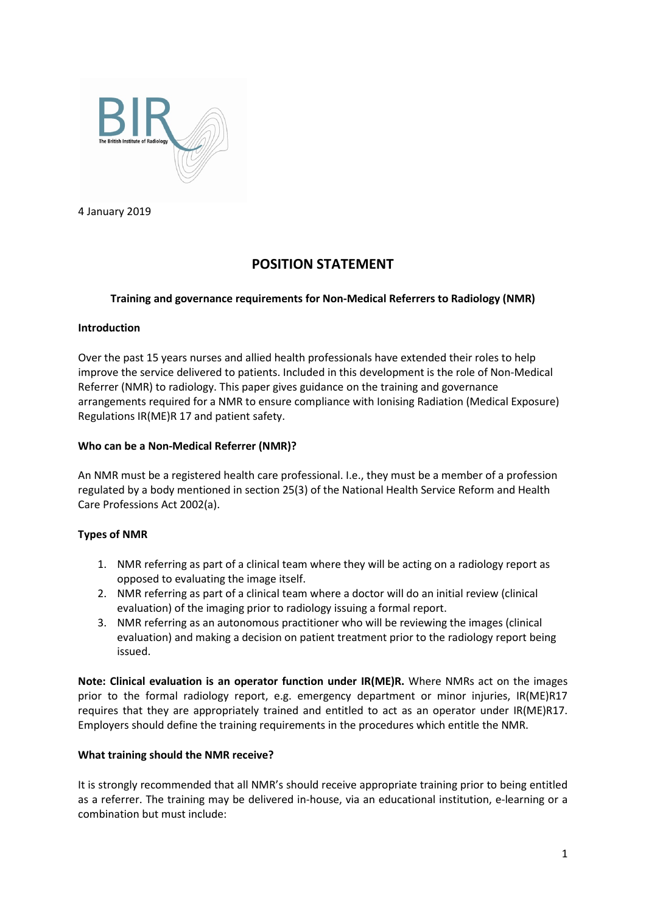BIR

The British Institute of Radiology

4 January 2019

# POSITION STATEMENT

**Training and governance requirements for Non-Medical Referrers to Radiology (NMR)**

**Introduction**

Over the past 15 years nurses and allied health professionals have extended their roles to help improve the service delivered to patients. Included in this development is the role of Non-Medical Referrer (NMR) to radiology. This paper gives guidance on the training and governance arrangements required for a NMR to ensure compliance with Ionising Radiation (Medical Exposure) Regulations IR(ME)R 17 and patient safety.

**Who can be a Non-Medical Referrer (NMR)?**

An NMR must be a registered health care professional. I.e., they must be a member of a profession regulated by a body mentioned in section 25(3) of the National Health Service Reform and Health Care Professions Act 2002(a).

**Types of NMR**

1. NMR referring as part of a clinical team where they will be acting on a radiology report as opposed to evaluating the image itself.
2. NMR referring as part of a clinical team where a doctor will do an initial review (clinical evaluation) of the imaging prior to radiology issuing a formal report.
3. NMR referring as an autonomous practitioner who will be reviewing the images (clinical evaluation) and making a decision on patient treatment prior to the radiology report being issued.

**Note: Clinical evaluation is an operator function under IR(ME)R.** Where NMRs act on the images prior to the formal radiology report, e.g. emergency department or minor injuries, IR(ME)R17 requires that they are appropriately trained and entitled to act as an operator under IR(ME)R17. Employers should define the training requirements in the procedures which entitle the NMR.

**What training should the NMR receive?**

It is strongly recommended that all NMR's should receive appropriate training prior to being entitled as a referrer. The training may be delivered in-house, via an educational institution, e-learning or a combination but must include: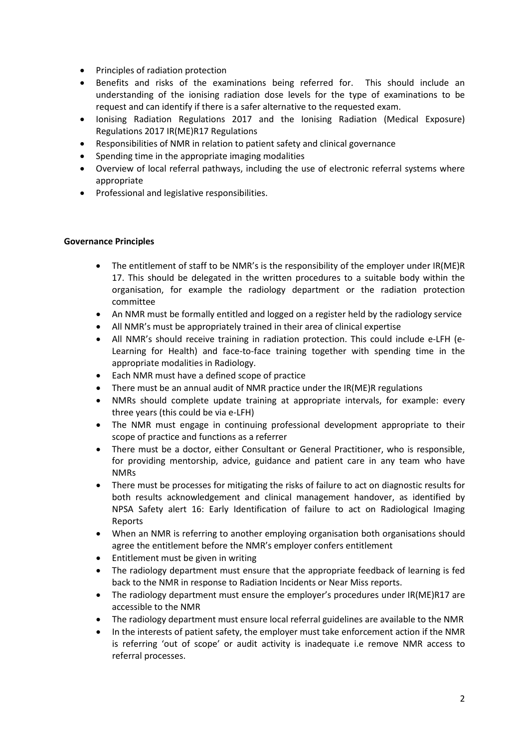- Principles of radiation protection
- Benefits and risks of the examinations being referred for. This should include an understanding of the ionising radiation dose levels for the type of examinations to be request and can identify if there is a safer alternative to the requested exam.
- Ionising Radiation Regulations 2017 and the Ionising Radiation (Medical Exposure) Regulations 2017 IR(ME)R17 Regulations
- Responsibilities of NMR in relation to patient safety and clinical governance
- Spending time in the appropriate imaging modalities
- Overview of local referral pathways, including the use of electronic referral systems where appropriate
- Professional and legislative responsibilities.

**Governance Principles**

- The entitlement of staff to be NMR's is the responsibility of the employer under IR(ME)R 17. This should be delegated in the written procedures to a suitable body within the organisation, for example the radiology department or the radiation protection committee
- An NMR must be formally entitled and logged on a register held by the radiology service
- All NMR's must be appropriately trained in their area of clinical expertise
- All NMR's should receive training in radiation protection. This could include e-LFH (e-Learning for Health) and face-to-face training together with spending time in the appropriate modalities in Radiology.
- Each NMR must have a defined scope of practice
- There must be an annual audit of NMR practice under the IR(ME)R regulations
- NMRs should complete update training at appropriate intervals, for example: every three years (this could be via e-LFH)
- The NMR must engage in continuing professional development appropriate to their scope of practice and functions as a referrer
- There must be a doctor, either Consultant or General Practitioner, who is responsible, for providing mentorship, advice, guidance and patient care in any team who have NMRs
- There must be processes for mitigating the risks of failure to act on diagnostic results for both results acknowledgement and clinical management handover, as identified by NPSA Safety alert 16: Early Identification of failure to act on Radiological Imaging Reports
- When an NMR is referring to another employing organisation both organisations should agree the entitlement before the NMR's employer confers entitlement
- Entitlement must be given in writing
- The radiology department must ensure that the appropriate feedback of learning is fed back to the NMR in response to Radiation Incidents or Near Miss reports.
- The radiology department must ensure the employer's procedures under IR(ME)R17 are accessible to the NMR
- The radiology department must ensure local referral guidelines are available to the NMR
- In the interests of patient safety, the employer must take enforcement action if the NMR is referring 'out of scope' or audit activity is inadequate i.e remove NMR access to referral processes.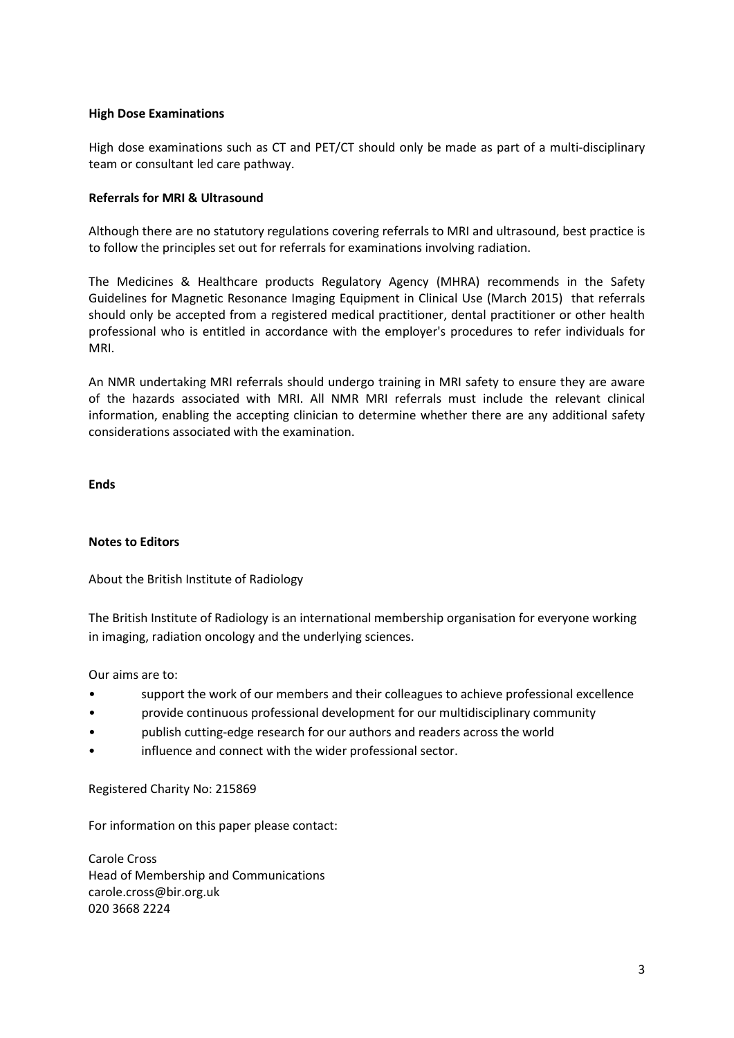**High Dose Examinations**

High dose examinations such as CT and PET/CT should only be made as part of a multi-disciplinary team or consultant led care pathway.

**Referrals for MRI & Ultrasound**

Although there are no statutory regulations covering referrals to MRI and ultrasound, best practice is to follow the principles set out for referrals for examinations involving radiation.

The Medicines & Healthcare products Regulatory Agency (MHRA) recommends in the Safety Guidelines for Magnetic Resonance Imaging Equipment in Clinical Use (March 2015) that referrals should only be accepted from a registered medical practitioner, dental practitioner or other health professional who is entitled in accordance with the employer's procedures to refer individuals for MRI.

An NMR undertaking MRI referrals should undergo training in MRI safety to ensure they are aware of the hazards associated with MRI. All NMR MRI referrals must include the relevant clinical information, enabling the accepting clinician to determine whether there are any additional safety considerations associated with the examination.

**Ends**

**Notes to Editors**

About the British Institute of Radiology

The British Institute of Radiology is an international membership organisation for everyone working in imaging, radiation oncology and the underlying sciences.

Our aims are to:

- support the work of our members and their colleagues to achieve professional excellence
- provide continuous professional development for our multidisciplinary community
- publish cutting-edge research for our authors and readers across the world
- influence and connect with the wider professional sector.

Registered Charity No: 215869

For information on this paper please contact:

Carole Cross
Head of Membership and Communications
carole.cross@bir.org.uk
020 3668 2224